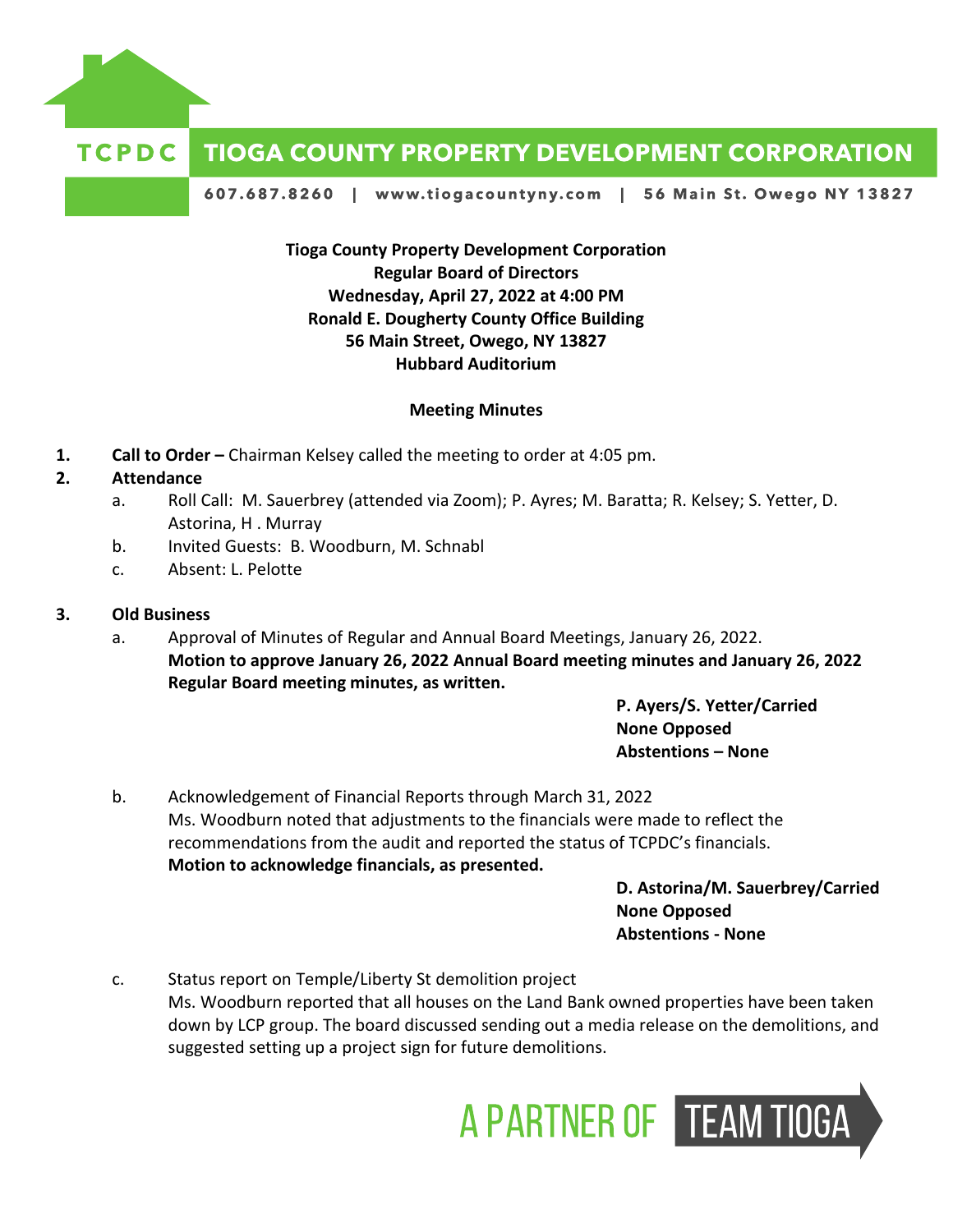**TCPDC** **TIOGA COUNTY PROPERTY DEVELOPMENT CORPORATION**

607.687.8260 | www.tiogacountyny.com | 56 Main St. Owego NY 13827

**Tioga County Property Development Corporation**
**Regular Board of Directors**
**Wednesday, April 27, 2022 at 4:00 PM**
**Ronald E. Dougherty County Office Building**
**56 Main Street, Owego, NY 13827**
**Hubbard Auditorium**

**Meeting Minutes**

1. **Call to Order –** Chairman Kelsey called the meeting to order at 4:05 pm.
2. **Attendance**
   a. Roll Call: M. Sauerbrey (attended via Zoom); P. Ayres; M. Baratta; R. Kelsey; S. Yetter, D. Astorina, H . Murray
   b. Invited Guests: B. Woodburn, M. Schnabl
   c. Absent: L. Pelotte

3. **Old Business**
   a. Approval of Minutes of Regular and Annual Board Meetings, January 26, 2022.
   **Motion to approve January 26, 2022 Annual Board meeting minutes and January 26, 2022 Regular Board meeting minutes, as written.**

   **P. Ayers/S. Yetter/Carried**
   **None Opposed**
   **Abstentions – None**

   b. Acknowledgement of Financial Reports through March 31, 2022
   Ms. Woodburn noted that adjustments to the financials were made to reflect the recommendations from the audit and reported the status of TCPDC's financials.
   **Motion to acknowledge financials, as presented.**

   **D. Astorina/M. Sauerbrey/Carried**
   **None Opposed**
   **Abstentions - None**

   c. Status report on Temple/Liberty St demolition project
   Ms. Woodburn reported that all houses on the Land Bank owned properties have been taken down by LCP group. The board discussed sending out a media release on the demolitions, and suggested setting up a project sign for future demolitions.

A PARTNER OF TEAM TIOGA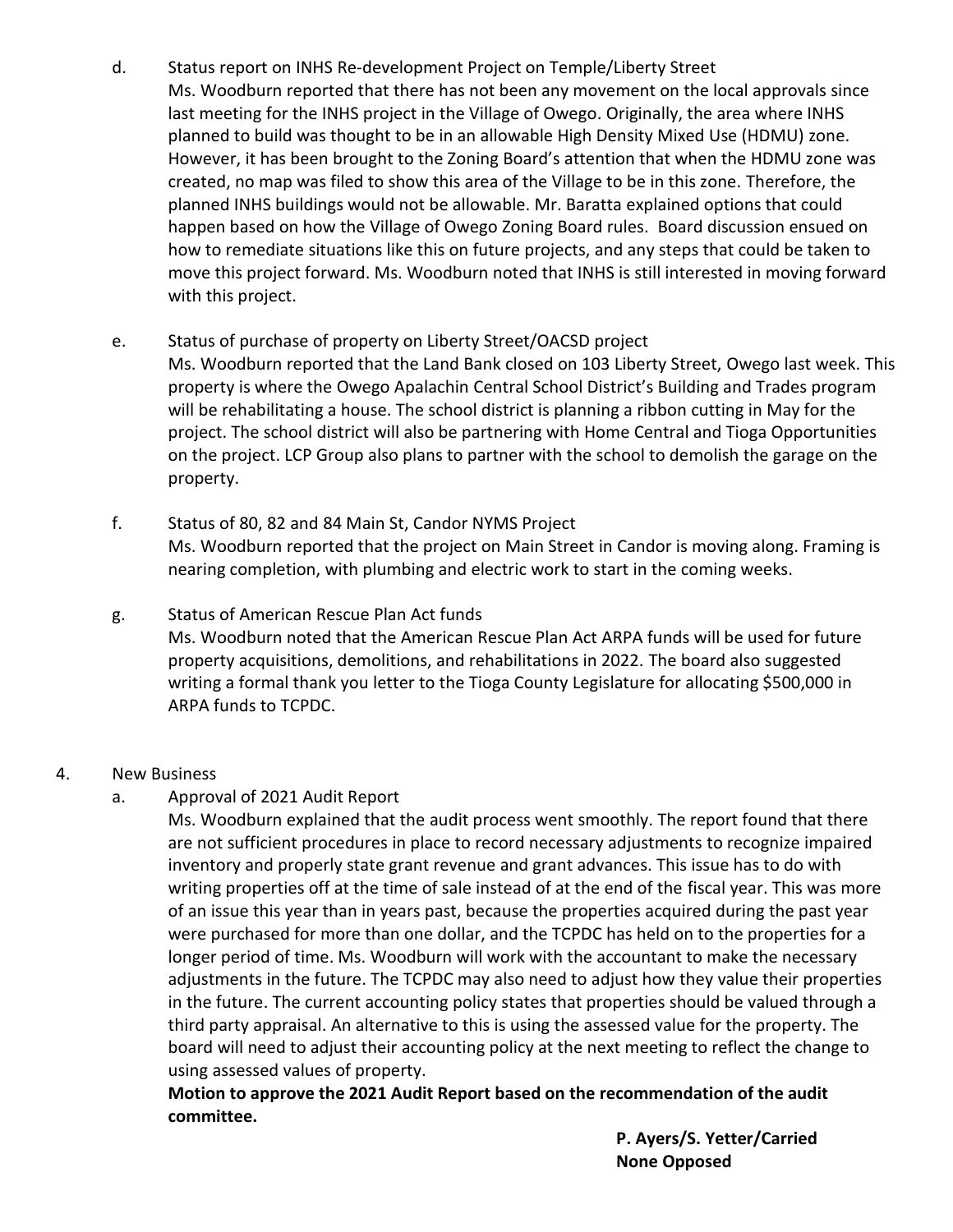d. Status report on INHS Re-development Project on Temple/Liberty Street

Ms. Woodburn reported that there has not been any movement on the local approvals since last meeting for the INHS project in the Village of Owego. Originally, the area where INHS planned to build was thought to be in an allowable High Density Mixed Use (HDMU) zone. However, it has been brought to the Zoning Board's attention that when the HDMU zone was created, no map was filed to show this area of the Village to be in this zone. Therefore, the planned INHS buildings would not be allowable. Mr. Baratta explained options that could happen based on how the Village of Owego Zoning Board rules. Board discussion ensued on how to remediate situations like this on future projects, and any steps that could be taken to move this project forward. Ms. Woodburn noted that INHS is still interested in moving forward with this project.

e. Status of purchase of property on Liberty Street/OACSD project

Ms. Woodburn reported that the Land Bank closed on 103 Liberty Street, Owego last week. This property is where the Owego Apalachin Central School District's Building and Trades program will be rehabilitating a house. The school district is planning a ribbon cutting in May for the project. The school district will also be partnering with Home Central and Tioga Opportunities on the project. LCP Group also plans to partner with the school to demolish the garage on the property.

f. Status of 80, 82 and 84 Main St, Candor NYMS Project

Ms. Woodburn reported that the project on Main Street in Candor is moving along. Framing is nearing completion, with plumbing and electric work to start in the coming weeks.

g. Status of American Rescue Plan Act funds

Ms. Woodburn noted that the American Rescue Plan Act ARPA funds will be used for future property acquisitions, demolitions, and rehabilitations in 2022. The board also suggested writing a formal thank you letter to the Tioga County Legislature for allocating $500,000 in ARPA funds to TCPDC.

4. New Business

a. Approval of 2021 Audit Report

Ms. Woodburn explained that the audit process went smoothly. The report found that there are not sufficient procedures in place to record necessary adjustments to recognize impaired inventory and properly state grant revenue and grant advances. This issue has to do with writing properties off at the time of sale instead of at the end of the fiscal year. This was more of an issue this year than in years past, because the properties acquired during the past year were purchased for more than one dollar, and the TCPDC has held on to the properties for a longer period of time. Ms. Woodburn will work with the accountant to make the necessary adjustments in the future. The TCPDC may also need to adjust how they value their properties in the future. The current accounting policy states that properties should be valued through a third party appraisal. An alternative to this is using the assessed value for the property. The board will need to adjust their accounting policy at the next meeting to reflect the change to using assessed values of property.

**Motion to approve the 2021 Audit Report based on the recommendation of the audit committee.**

**P. Ayers/S. Yetter/Carried**
**None Opposed**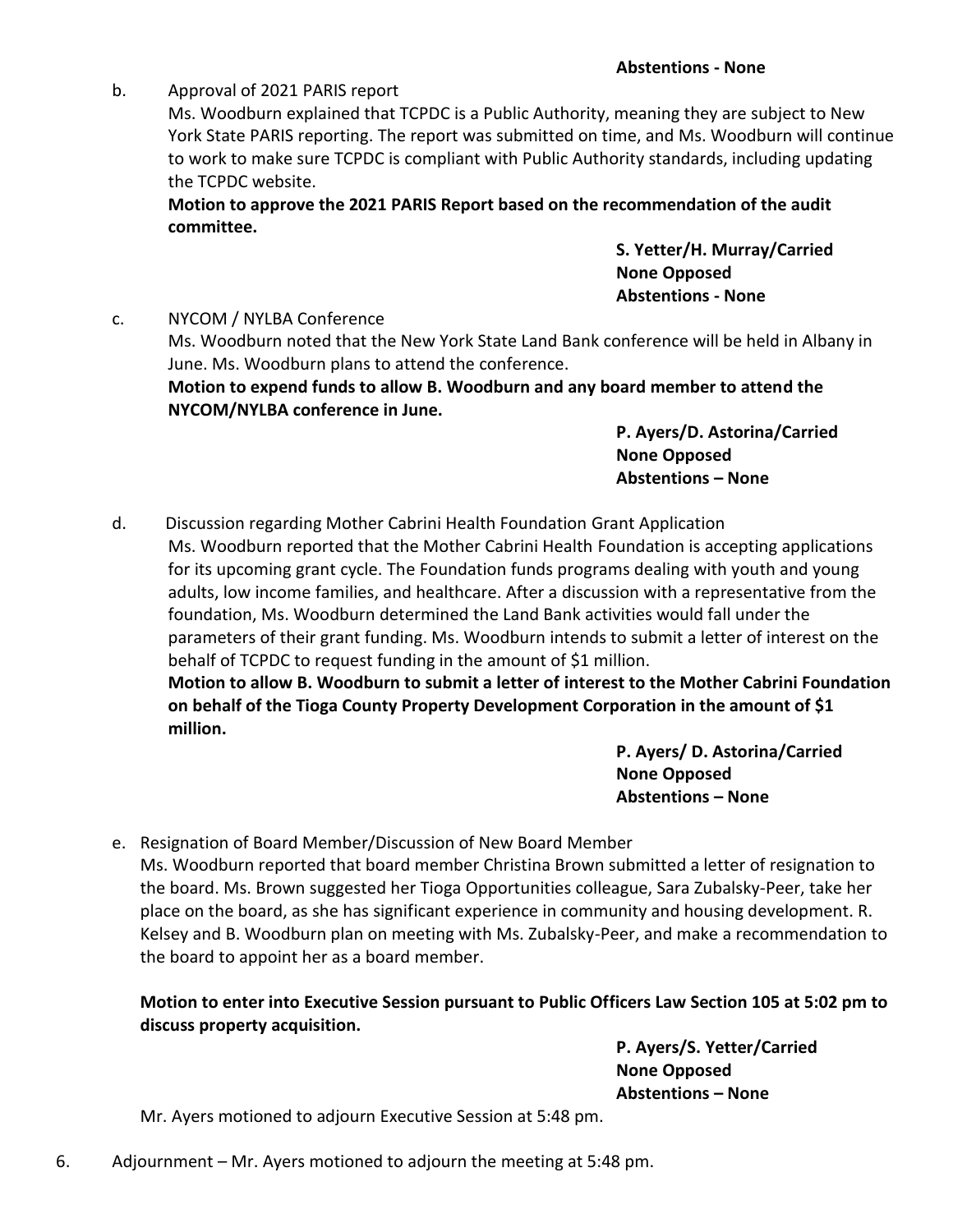**Abstentions - None**

b. Approval of 2021 PARIS report

Ms. Woodburn explained that TCPDC is a Public Authority, meaning they are subject to New York State PARIS reporting. The report was submitted on time, and Ms. Woodburn will continue to work to make sure TCPDC is compliant with Public Authority standards, including updating the TCPDC website.

**Motion to approve the 2021 PARIS Report based on the recommendation of the audit committee.**

**S. Yetter/H. Murray/Carried**
**None Opposed**
**Abstentions - None**

c. NYCOM / NYLBA Conference

Ms. Woodburn noted that the New York State Land Bank conference will be held in Albany in June. Ms. Woodburn plans to attend the conference.

**Motion to expend funds to allow B. Woodburn and any board member to attend the NYCOM/NYLBA conference in June.**

**P. Ayers/D. Astorina/Carried**
**None Opposed**
**Abstentions – None**

d. Discussion regarding Mother Cabrini Health Foundation Grant Application

Ms. Woodburn reported that the Mother Cabrini Health Foundation is accepting applications for its upcoming grant cycle. The Foundation funds programs dealing with youth and young adults, low income families, and healthcare. After a discussion with a representative from the foundation, Ms. Woodburn determined the Land Bank activities would fall under the parameters of their grant funding. Ms. Woodburn intends to submit a letter of interest on the behalf of TCPDC to request funding in the amount of $1 million.

**Motion to allow B. Woodburn to submit a letter of interest to the Mother Cabrini Foundation on behalf of the Tioga County Property Development Corporation in the amount of $1 million.**

**P. Ayers/ D. Astorina/Carried**
**None Opposed**
**Abstentions – None**

e. Resignation of Board Member/Discussion of New Board Member

Ms. Woodburn reported that board member Christina Brown submitted a letter of resignation to the board. Ms. Brown suggested her Tioga Opportunities colleague, Sara Zubalsky-Peer, take her place on the board, as she has significant experience in community and housing development. R. Kelsey and B. Woodburn plan on meeting with Ms. Zubalsky-Peer, and make a recommendation to the board to appoint her as a board member.

**Motion to enter into Executive Session pursuant to Public Officers Law Section 105 at 5:02 pm to discuss property acquisition.**

**P. Ayers/S. Yetter/Carried**
**None Opposed**
**Abstentions – None**

Mr. Ayers motioned to adjourn Executive Session at 5:48 pm.

6. Adjournment – Mr. Ayers motioned to adjourn the meeting at 5:48 pm.